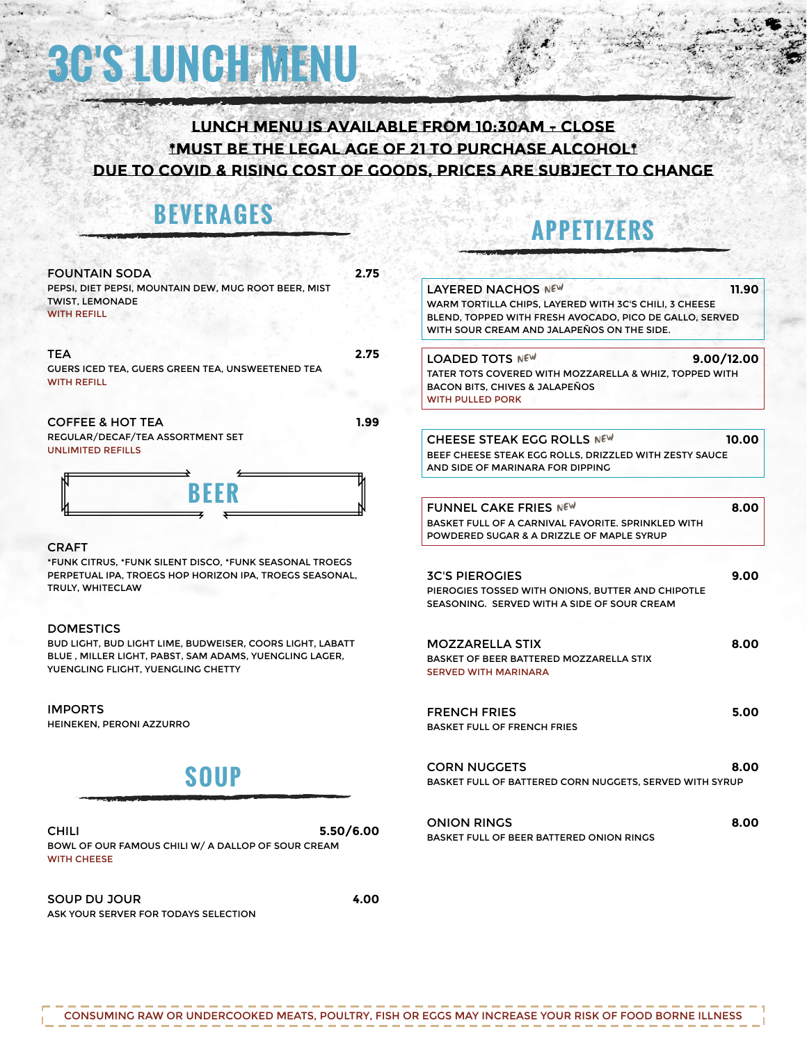# 3C'S LUNCH MENU

**LUNCH MENU IS AVAILABLE FROM 10:30AM - CLOSE**

**†MUST BE THE LEGAL AGE OF 21 TO PURCHASE ALCOHOL†**

**DUE TO COVID & RISING COST OF GOODS, PRICES ARE SUBJECT TO CHANGE**

## BEVERAGES

**FOUNTAIN SODA** — 2.75
PEPSI, DIET PEPSI, MOUNTAIN DEW, MUG ROOT BEER, MIST TWIST, LEMONADE
WITH REFILL

**TEA** — 2.75
GUERS ICED TEA, GUERS GREEN TEA, UNSWEETENED TEA
WITH REFILL

**COFFEE & HOT TEA** — 1.99
REGULAR/DECAF/TEA ASSORTMENT SET
UNLIMITED REFILLS

### BEER

**CRAFT**
*FUNK CITRUS, *FUNK SILENT DISCO, *FUNK SEASONAL TROEGS PERPETUAL IPA, TROEGS HOP HORIZON IPA, TROEGS SEASONAL, TRULY, WHITECLAW

**DOMESTICS**
BUD LIGHT, BUD LIGHT LIME, BUDWEISER, COORS LIGHT, LABATT BLUE , MILLER LIGHT, PABST, SAM ADAMS, YUENGLING LAGER, YUENGLING FLIGHT, YUENGLING CHETTY

**IMPORTS**
HEINEKEN, PERONI AZZURRO

## SOUP

**CHILI** — 5.50/6.00
BOWL OF OUR FAMOUS CHILI W/ A DALLOP OF SOUR CREAM
WITH CHEESE

**SOUP DU JOUR** — 4.00
ASK YOUR SERVER FOR TODAYS SELECTION

## APPETIZERS

**LAYERED NACHOS** *NEW* — 11.90
WARM TORTILLA CHIPS, LAYERED WITH 3C'S CHILI, 3 CHEESE BLEND, TOPPED WITH FRESH AVOCADO, PICO DE GALLO, SERVED WITH SOUR CREAM AND JALAPEÑOS ON THE SIDE.

**LOADED TOTS** *NEW* — 9.00/12.00
TATER TOTS COVERED WITH MOZZARELLA & WHIZ, TOPPED WITH BACON BITS, CHIVES & JALAPEÑOS
WITH PULLED PORK

**CHEESE STEAK EGG ROLLS** *NEW* — 10.00
BEEF CHEESE STEAK EGG ROLLS, DRIZZLED WITH ZESTY SAUCE AND SIDE OF MARINARA FOR DIPPING

**FUNNEL CAKE FRIES** *NEW* — 8.00
BASKET FULL OF A CARNIVAL FAVORITE. SPRINKLED WITH POWDERED SUGAR & A DRIZZLE OF MAPLE SYRUP

**3C'S PIEROGIES** — 9.00
PIEROGIES TOSSED WITH ONIONS, BUTTER AND CHIPOTLE SEASONING. SERVED WITH A SIDE OF SOUR CREAM

**MOZZARELLA STIX** — 8.00
BASKET OF BEER BATTERED MOZZARELLA STIX
SERVED WITH MARINARA

**FRENCH FRIES** — 5.00
BASKET FULL OF FRENCH FRIES

**CORN NUGGETS** — 8.00
BASKET FULL OF BATTERED CORN NUGGETS, SERVED WITH SYRUP

**ONION RINGS** — 8.00
BASKET FULL OF BEER BATTERED ONION RINGS

CONSUMING RAW OR UNDERCOOKED MEATS, POULTRY, FISH OR EGGS MAY INCREASE YOUR RISK OF FOOD BORNE ILLNESS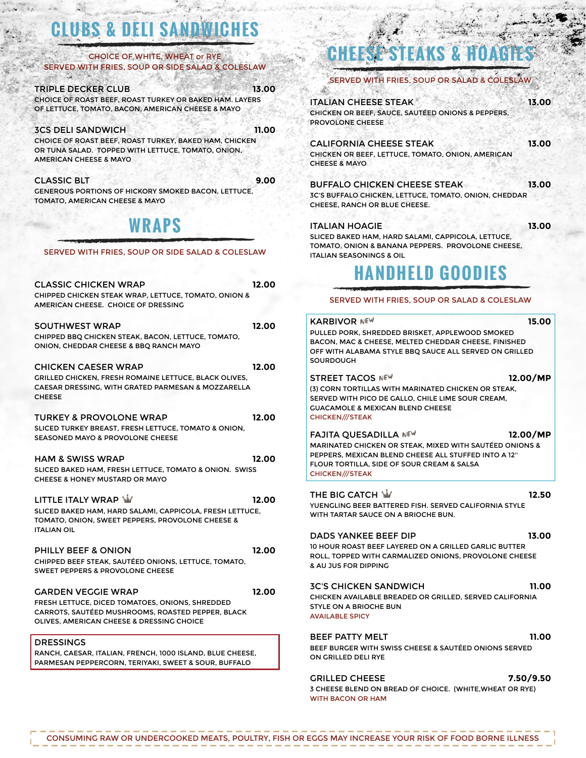## CLUBS & DELI SANDWICHES

CHOICE OF WHITE, WHEAT or RYE
SERVED WITH FRIES, SOUP OR SIDE SALAD & COLESLAW

**TRIPLE DECKER CLUB** 13.00
CHOICE OF ROAST BEEF, ROAST TURKEY OR BAKED HAM. LAYERS OF LETTUCE, TOMATO, BACON, AMERICAN CHEESE & MAYO

**3CS DELI SANDWICH** 11.00
CHOICE OF ROAST BEEF, ROAST TURKEY, BAKED HAM, CHICKEN OR TUNA SALAD. TOPPED WITH LETTUCE, TOMATO, ONION, AMERICAN CHEESE & MAYO

**CLASSIC BLT** 9.00
GENEROUS PORTIONS OF HICKORY SMOKED BACON, LETTUCE, TOMATO, AMERICAN CHEESE & MAYO

## WRAPS

SERVED WITH FRIES, SOUP OR SIDE SALAD & COLESLAW

**CLASSIC CHICKEN WRAP** 12.00
CHIPPED CHICKEN STEAK WRAP, LETTUCE, TOMATO, ONION & AMERICAN CHEESE. CHOICE OF DRESSING

**SOUTHWEST WRAP** 12.00
CHIPPED BBQ CHICKEN STEAK, BACON, LETTUCE, TOMATO, ONION, CHEDDAR CHEESE & BBQ RANCH MAYO

**CHICKEN CAESER WRAP** 12.00
GRILLED CHICKEN, FRESH ROMAINE LETTUCE, BLACK OLIVES, CAESAR DRESSING, WITH GRATED PARMESAN & MOZZARELLA CHEESE

**TURKEY & PROVOLONE WRAP** 12.00
SLICED TURKEY BREAST, FRESH LETTUCE, TOMATO & ONION, SEASONED MAYO & PROVOLONE CHEESE

**HAM & SWISS WRAP** 12.00
SLICED BAKED HAM, FRESH LETTUCE, TOMATO & ONION. SWISS CHEESE & HONEY MUSTARD OR MAYO

**LITTLE ITALY WRAP** 12.00
SLICED BAKED HAM, HARD SALAMI, CAPPICOLA, FRESH LETTUCE, TOMATO, ONION, SWEET PEPPERS, PROVOLONE CHEESE & ITALIAN OIL

**PHILLY BEEF & ONION** 12.00
CHIPPED BEEF STEAK, SAUTÉED ONIONS, LETTUCE, TOMATO, SWEET PEPPERS & PROVOLONE CHEESE

**GARDEN VEGGIE WRAP** 12.00
FRESH LETTUCE, DICED TOMATOES, ONIONS, SHREDDED CARROTS, SAUTÉED MUSHROOMS, ROASTED PEPPER, BLACK OLIVES, AMERICAN CHEESE & DRESSING CHOICE

**DRESSINGS**
RANCH, CAESAR, ITALIAN, FRENCH, 1000 ISLAND, BLUE CHEESE, PARMESAN PEPPERCORN, TERIYAKI, SWEET & SOUR, BUFFALO

## CHEESE STEAKS & HOAGIES

SERVED WITH FRIES, SOUP OR SALAD & COLESLAW

**ITALIAN CHEESE STEAK** 13.00
CHICKEN OR BEEF, SAUCE, SAUTÉED ONIONS & PEPPERS, PROVOLONE CHEESE

**CALIFORNIA CHEESE STEAK** 13.00
CHICKEN OR BEEF, LETTUCE, TOMATO, ONION, AMERICAN CHEESE & MAYO

**BUFFALO CHICKEN CHEESE STEAK** 13.00
3C'S BUFFALO CHICKEN, LETTUCE, TOMATO, ONION, CHEDDAR CHEESE, RANCH OR BLUE CHEESE.

**ITALIAN HOAGIE** 13.00
SLICED BAKED HAM, HARD SALAMI, CAPPICOLA, LETTUCE, TOMATO, ONION & BANANA PEPPERS. PROVOLONE CHEESE, ITALIAN SEASONINGS & OIL

## HANDHELD GOODIES

SERVED WITH FRIES, SOUP OR SALAD & COLESLAW

**KARBIVOR** *NEW* 15.00
PULLED PORK, SHREDDED BRISKET, APPLEWOOD SMOKED BACON, MAC & CHEESE, MELTED CHEDDAR CHEESE, FINISHED OFF WITH ALABAMA STYLE BBQ SAUCE ALL SERVED ON GRILLED SOURDOUGH

**STREET TACOS** *NEW* 12.00/MP
(3) CORN TORTILLAS WITH MARINATED CHICKEN OR STEAK, SERVED WITH PICO DE GALLO, CHILE LIME SOUR CREAM, GUACAMOLE & MEXICAN BLEND CHEESE
CHICKEN///STEAK

**FAJITA QUESADILLA** *NEW* 12.00/MP
MARINATED CHICKEN OR STEAK, MIXED WITH SAUTÉED ONIONS & PEPPERS, MEXICAN BLEND CHEESE ALL STUFFED INTO A 12" FLOUR TORTILLA, SIDE OF SOUR CREAM & SALSA
CHICKEN///STEAK

**THE BIG CATCH** 12.50
YUENGLING BEER BATTERED FISH. SERVED CALIFORNIA STYLE WITH TARTAR SAUCE ON A BRIOCHE BUN.

**DADS YANKEE BEEF DIP** 13.00
10 HOUR ROAST BEEF LAYERED ON A GRILLED GARLIC BUTTER ROLL, TOPPED WITH CARMALIZED ONIONS, PROVOLONE CHEESE & AU JUS FOR DIPPING

**3C'S CHICKEN SANDWICH** 11.00
CHICKEN AVAILABLE BREADED OR GRILLED, SERVED CALIFORNIA STYLE ON A BRIOCHE BUN
AVAILABLE SPICY

**BEEF PATTY MELT** 11.00
BEEF BURGER WITH SWISS CHEESE & SAUTÉED ONIONS SERVED ON GRILLED DELI RYE

**GRILLED CHEESE** 7.50/9.50
3 CHEESE BLEND ON BREAD OF CHOICE. (WHITE,WHEAT OR RYE)
WITH BACON OR HAM

CONSUMING RAW OR UNDERCOOKED MEATS, POULTRY, FISH OR EGGS MAY INCREASE YOUR RISK OF FOOD BORNE ILLNESS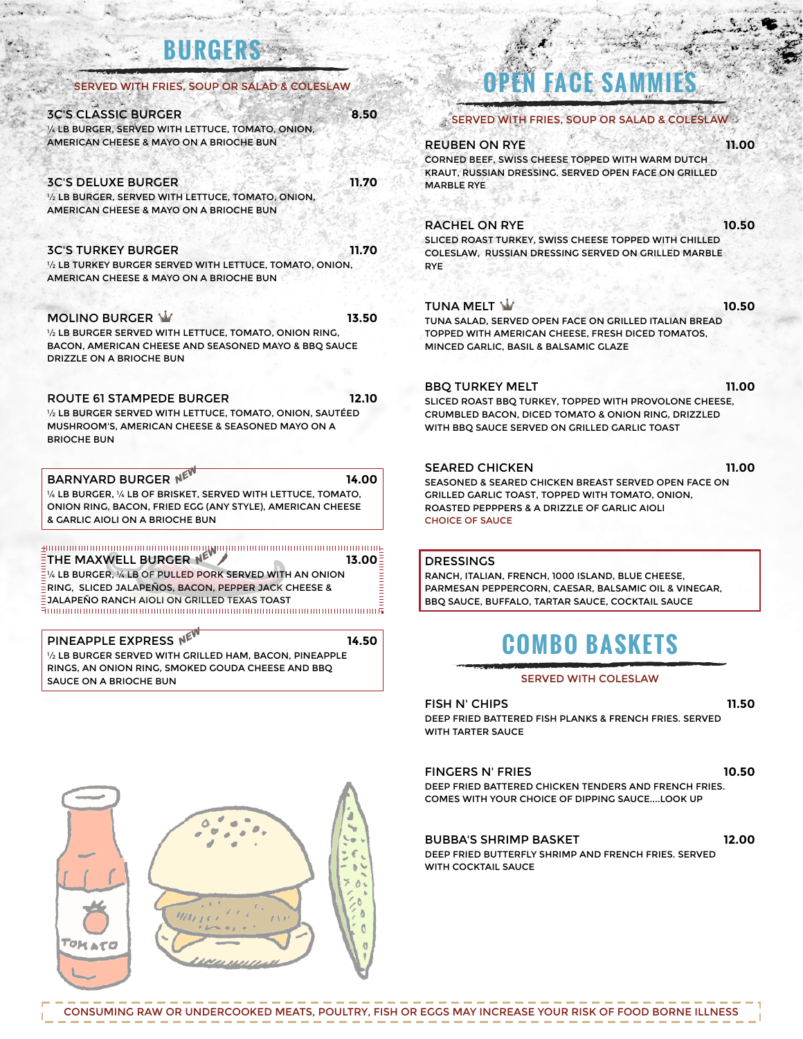## BURGERS

SERVED WITH FRIES, SOUP OR SALAD & COLESLAW

**3C'S CLASSIC BURGER** — 8.50
¼ LB BURGER, SERVED WITH LETTUCE, TOMATO, ONION, AMERICAN CHEESE & MAYO ON A BRIOCHE BUN

**3C'S DELUXE BURGER** — 11.70
½ LB BURGER, SERVED WITH LETTUCE, TOMATO, ONION, AMERICAN CHEESE & MAYO ON A BRIOCHE BUN

**3C'S TURKEY BURGER** — 11.70
½ LB TURKEY BURGER SERVED WITH LETTUCE, TOMATO, ONION, AMERICAN CHEESE & MAYO ON A BRIOCHE BUN

**MOLINO BURGER** — 13.50
½ LB BURGER SERVED WITH LETTUCE, TOMATO, ONION RING, BACON, AMERICAN CHEESE AND SEASONED MAYO & BBQ SAUCE DRIZZLE ON A BRIOCHE BUN

**ROUTE 61 STAMPEDE BURGER** — 12.10
½ LB BURGER SERVED WITH LETTUCE, TOMATO, ONION, SAUTÉED MUSHROOM'S, AMERICAN CHEESE & SEASONED MAYO ON A BRIOCHE BUN

**BARNYARD BURGER** *NEW* — 14.00
¼ LB BURGER, ¼ LB OF BRISKET, SERVED WITH LETTUCE, TOMATO, ONION RING, BACON, FRIED EGG (ANY STYLE), AMERICAN CHEESE & GARLIC AIOLI ON A BRIOCHE BUN

**THE MAXWELL BURGER** *NEW* — 13.00
¼ LB BURGER, ¼ LB OF PULLED PORK SERVED WITH AN ONION RING, SLICED JALAPEÑOS, BACON, PEPPER JACK CHEESE & JALAPEÑO RANCH AIOLI ON GRILLED TEXAS TOAST

**PINEAPPLE EXPRESS** *NEW* — 14.50
½ LB BURGER SERVED WITH GRILLED HAM, BACON, PINEAPPLE RINGS, AN ONION RING, SMOKED GOUDA CHEESE AND BBQ SAUCE ON A BRIOCHE BUN

## OPEN FACE SAMMIES

SERVED WITH FRIES, SOUP OR SALAD & COLESLAW

**REUBEN ON RYE** — 11.00
CORNED BEEF, SWISS CHEESE TOPPED WITH WARM DUTCH KRAUT, RUSSIAN DRESSING. SERVED OPEN FACE ON GRILLED MARBLE RYE

**RACHEL ON RYE** — 10.50
SLICED ROAST TURKEY, SWISS CHEESE TOPPED WITH CHILLED COLESLAW, RUSSIAN DRESSING SERVED ON GRILLED MARBLE RYE

**TUNA MELT** — 10.50
TUNA SALAD, SERVED OPEN FACE ON GRILLED ITALIAN BREAD TOPPED WITH AMERICAN CHEESE, FRESH DICED TOMATOS, MINCED GARLIC, BASIL & BALSAMIC GLAZE

**BBQ TURKEY MELT** — 11.00
SLICED ROAST BBQ TURKEY, TOPPED WITH PROVOLONE CHEESE, CRUMBLED BACON, DICED TOMATO & ONION RING, DRIZZLED WITH BBQ SAUCE SERVED ON GRILLED GARLIC TOAST

**SEARED CHICKEN** — 11.00
SEASONED & SEARED CHICKEN BREAST SERVED OPEN FACE ON GRILLED GARLIC TOAST, TOPPED WITH TOMATO, ONION, ROASTED PEPPPERS & A DRIZZLE OF GARLIC AIOLI
CHOICE OF SAUCE

### DRESSINGS

RANCH, ITALIAN, FRENCH, 1000 ISLAND, BLUE CHEESE, PARMESAN PEPPERCORN, CAESAR, BALSAMIC OIL & VINEGAR, BBQ SAUCE, BUFFALO, TARTAR SAUCE, COCKTAIL SAUCE

## COMBO BASKETS

SERVED WITH COLESLAW

**FISH N' CHIPS** — 11.50
DEEP FRIED BATTERED FISH PLANKS & FRENCH FRIES. SERVED WITH TARTER SAUCE

**FINGERS N' FRIES** — 10.50
DEEP FRIED BATTERED CHICKEN TENDERS AND FRENCH FRIES. COMES WITH YOUR CHOICE OF DIPPING SAUCE....LOOK UP

**BUBBA'S SHRIMP BASKET** — 12.00
DEEP FRIED BUTTERFLY SHRIMP AND FRENCH FRIES. SERVED WITH COCKTAIL SAUCE

CONSUMING RAW OR UNDERCOOKED MEATS, POULTRY, FISH OR EGGS MAY INCREASE YOUR RISK OF FOOD BORNE ILLNESS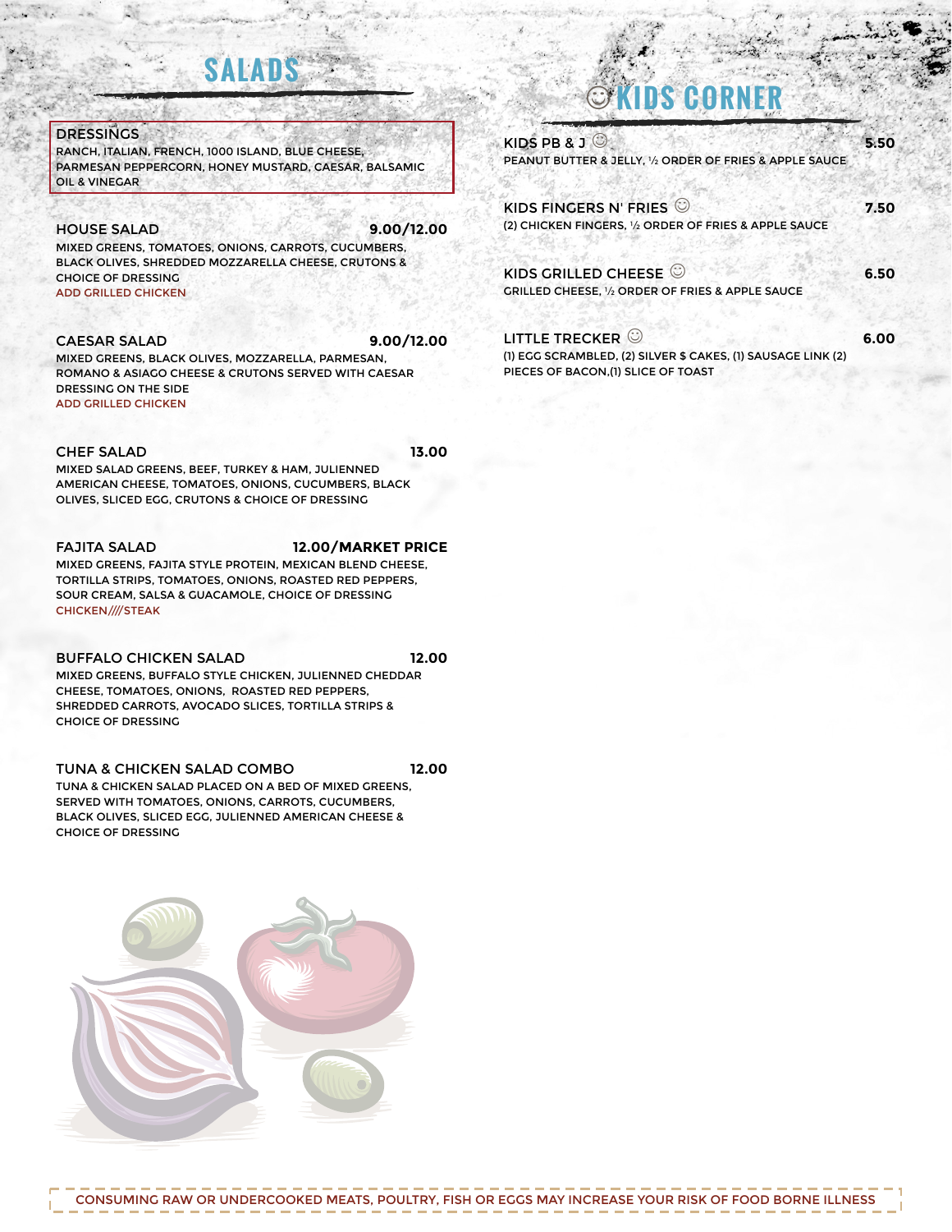## SALADS

**DRESSINGS**
RANCH, ITALIAN, FRENCH, 1000 ISLAND, BLUE CHEESE, PARMESAN PEPPERCORN, HONEY MUSTARD, CAESAR, BALSAMIC OIL & VINEGAR

**HOUSE SALAD** — **9.00/12.00**
MIXED GREENS, TOMATOES, ONIONS, CARROTS, CUCUMBERS, BLACK OLIVES, SHREDDED MOZZARELLA CHEESE, CRUTONS & CHOICE OF DRESSING
ADD GRILLED CHICKEN

**CAESAR SALAD** — **9.00/12.00**
MIXED GREENS, BLACK OLIVES, MOZZARELLA, PARMESAN, ROMANO & ASIAGO CHEESE & CRUTONS SERVED WITH CAESAR DRESSING ON THE SIDE
ADD GRILLED CHICKEN

**CHEF SALAD** — **13.00**
MIXED SALAD GREENS, BEEF, TURKEY & HAM, JULIENNED AMERICAN CHEESE, TOMATOES, ONIONS, CUCUMBERS, BLACK OLIVES, SLICED EGG, CRUTONS & CHOICE OF DRESSING

**FAJITA SALAD** — **12.00/MARKET PRICE**
MIXED GREENS, FAJITA STYLE PROTEIN, MEXICAN BLEND CHEESE, TORTILLA STRIPS, TOMATOES, ONIONS, ROASTED RED PEPPERS, SOUR CREAM, SALSA & GUACAMOLE, CHOICE OF DRESSING
CHICKEN////STEAK

**BUFFALO CHICKEN SALAD** — **12.00**
MIXED GREENS, BUFFALO STYLE CHICKEN, JULIENNED CHEDDAR CHEESE, TOMATOES, ONIONS, ROASTED RED PEPPERS, SHREDDED CARROTS, AVOCADO SLICES, TORTILLA STRIPS & CHOICE OF DRESSING

**TUNA & CHICKEN SALAD COMBO** — **12.00**
TUNA & CHICKEN SALAD PLACED ON A BED OF MIXED GREENS, SERVED WITH TOMATOES, ONIONS, CARROTS, CUCUMBERS, BLACK OLIVES, SLICED EGG, JULIENNED AMERICAN CHEESE & CHOICE OF DRESSING

## ☺ KIDS CORNER

**KIDS PB & J** ☺ — **5.50**
PEANUT BUTTER & JELLY, ½ ORDER OF FRIES & APPLE SAUCE

**KIDS FINGERS N' FRIES** ☺ — **7.50**
(2) CHICKEN FINGERS, ½ ORDER OF FRIES & APPLE SAUCE

**KIDS GRILLED CHEESE** ☺ — **6.50**
GRILLED CHEESE, ½ ORDER OF FRIES & APPLE SAUCE

**LITTLE TRECKER** ☺ — **6.00**
(1) EGG SCRAMBLED, (2) SILVER $ CAKES, (1) SAUSAGE LINK (2) PIECES OF BACON,(1) SLICE OF TOAST

CONSUMING RAW OR UNDERCOOKED MEATS, POULTRY, FISH OR EGGS MAY INCREASE YOUR RISK OF FOOD BORNE ILLNESS